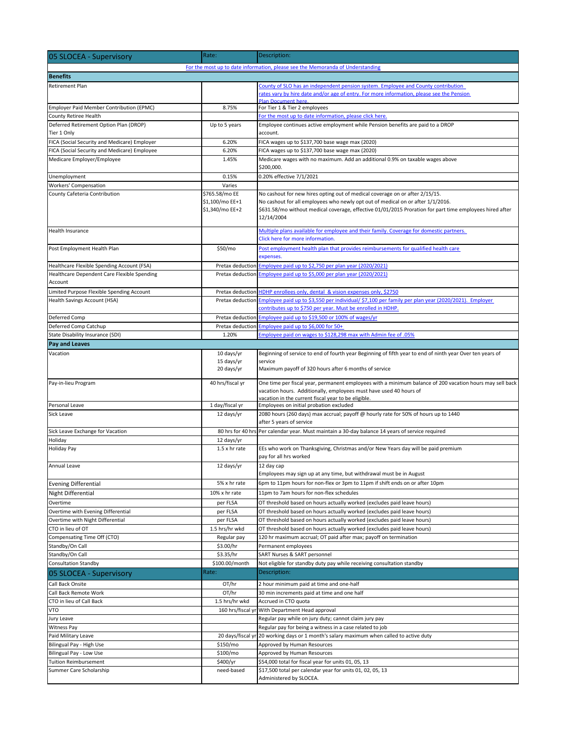| 05 SLOCEA - Supervisory | Rate: | Description: |
|---|---|---|
| For the most up to date information, please see the Memoranda of Understanding | | |
| **Benefits** | | |
| Retirement Plan | | County of SLO has an independent pension system. Employee and County contribution rates vary by hire date and/or age of entry. For more information, please see the Pension Plan Document here. |
| Employer Paid Member Contribution (EPMC) | 8.75% | For Tier 1 & Tier 2 employees |
| County Retiree Health | | For the most up to date information, please click here. |
| Deferred Retirement Option Plan (DROP) Tier 1 Only | Up to 5 years | Employee continues active employment while Pension benefits are paid to a DROP account. |
| FICA (Social Security and Medicare) Employer | 6.20% | FICA wages up to $137,700 base wage max (2020) |
| FICA (Social Security and Medicare) Employee | 6.20% | FICA wages up to $137,700 base wage max (2020) |
| Medicare Employer/Employee | 1.45% | Medicare wages with no maximum. Add an additional 0.9% on taxable wages above $200,000. |
| Unemployment | 0.15% | 0.20% effective 7/1/2021 |
| Workers' Compensation | Varies | |
| County Cafeteria Contribution | $765.58/mo EE<br>$1,100/mo EE+1<br>$1,340/mo EE+2 | No cashout for new hires opting out of medical coverage on or after 2/15/15.<br>No cashout for all employees who newly opt out of medical on or after 1/1/2016.<br>$631.58/mo without medical coverage, effective 01/01/2015 Proration for part time employees hired after 12/14/2004 |
| Health Insurance | | Multiple plans available for employee and their family. Coverage for domestic partners. Click here for more information. |
| Post Employment Health Plan | $50/mo | Post employment health plan that provides reimbursements for qualified health care expenses. |
| Healthcare Flexible Spending Account (FSA) | Pretax deduction | Employee paid up to $2,750 per plan year (2020/2021) |
| Healthcare Dependent Care Flexible Spending Account | Pretax deduction | Employee paid up to $5,000 per plan year (2020/2021) |
| Limited Purpose Flexible Spending Account | Pretax deduction | HDHP enrollees only, dental & vision expenses only, $2750 |
| Health Savings Account (HSA) | Pretax deduction | Employee paid up to $3,550 per individual/ $7,100 per family per plan year (2020/2021). Employer contributes up to $750 per year. Must be enrolled in HDHP. |
| Deferred Comp | Pretax deduction | Employee paid up to $19,500 or 100% of wages/yr |
| Deferred Comp Catchup | Pretax deduction | Employee paid up to $6,000 for 50+ |
| State Disability Insurance (SDI) | 1.20% | Employee paid on wages to $128,298 max with Admin fee of .05% |
| **Pay and Leaves** | | |
| Vacation | 10 days/yr<br>15 days/yr<br>20 days/yr | Beginning of service to end of fourth year Beginning of fifth year to end of ninth year Over ten years of service<br>Maximum payoff of 320 hours after 6 months of service |
| Pay-in-lieu Program | 40 hrs/fiscal yr | One time per fiscal year, permanent employees with a minimum balance of 200 vacation hours may sell back vacation hours. Additionally, employees must have used 40 hours of vacation in the current fiscal year to be eligible. |
| Personal Leave | 1 day/fiscal yr | Employees on initial probation excluded |
| Sick Leave | 12 days/yr | 2080 hours (260 days) max accrual; payoff @ hourly rate for 50% of hours up to 1440 after 5 years of service |
| Sick Leave Exchange for Vacation | 80 hrs for 40 hrs | Per calendar year. Must maintain a 30-day balance 14 years of service required |
| Holiday | 12 days/yr | |
| Holiday Pay | 1.5 x hr rate | EEs who work on Thanksgiving, Christmas and/or New Years day will be paid premium pay for all hrs worked |
| Annual Leave | 12 days/yr | 12 day cap<br>Employees may sign up at any time, but withdrawal must be in August |
| Evening Differential | 5% x hr rate | 6pm to 11pm hours for non-flex or 3pm to 11pm if shift ends on or after 10pm |
| Night Differential | 10% x hr rate | 11pm to 7am hours for non-flex schedules |
| Overtime | per FLSA | OT threshold based on hours actually worked (excludes paid leave hours) |
| Overtime with Evening Differential | per FLSA | OT threshold based on hours actually worked (excludes paid leave hours) |
| Overtime with Night Differential | per FLSA | OT threshold based on hours actually worked (excludes paid leave hours) |
| CTO in lieu of OT | 1.5 hrs/hr wkd | OT threshold based on hours actually worked (excludes paid leave hours) |
| Compensating Time Off (CTO) | Regular pay | 120 hr maximum accrual; OT paid after max; payoff on termination |
| Standby/On Call | $3.00/hr | Permanent employees |
| Standby/On Call | $3.35/hr | SART Nurses & SART personnel |
| Consultation Standby | $100.00/month | Not eligible for standby duty pay while receiving consultation standby |
| **05 SLOCEA - Supervisory** | **Rate:** | **Description:** |
| Call Back Onsite | OT/hr | 2 hour minimum paid at time and one-half |
| Call Back Remote Work | OT/hr | 30 min increments paid at time and one half |
| CTO in lieu of Call Back | 1.5 hrs/hr wkd | Accrued in CTO quota |
| VTO | 160 hrs/fiscal yr | With Department Head approval |
| Jury Leave | | Regular pay while on jury duty; cannot claim jury pay |
| Witness Pay | | Regular pay for being a witness in a case related to job |
| Paid Military Leave | 20 days/fiscal yr | 20 working days or 1 month's salary maximum when called to active duty |
| Bilingual Pay - High Use | $150/mo | Approved by Human Resources |
| Bilingual Pay - Low Use | $100/mo | Approved by Human Resources |
| Tuition Reimbursement | $400/yr | $54,000 total for fiscal year for units 01, 05, 13 |
| Summer Care Scholarship | need-based | $17,500 total per calendar year for units 01, 02, 05, 13<br>Administered by SLOCEA. |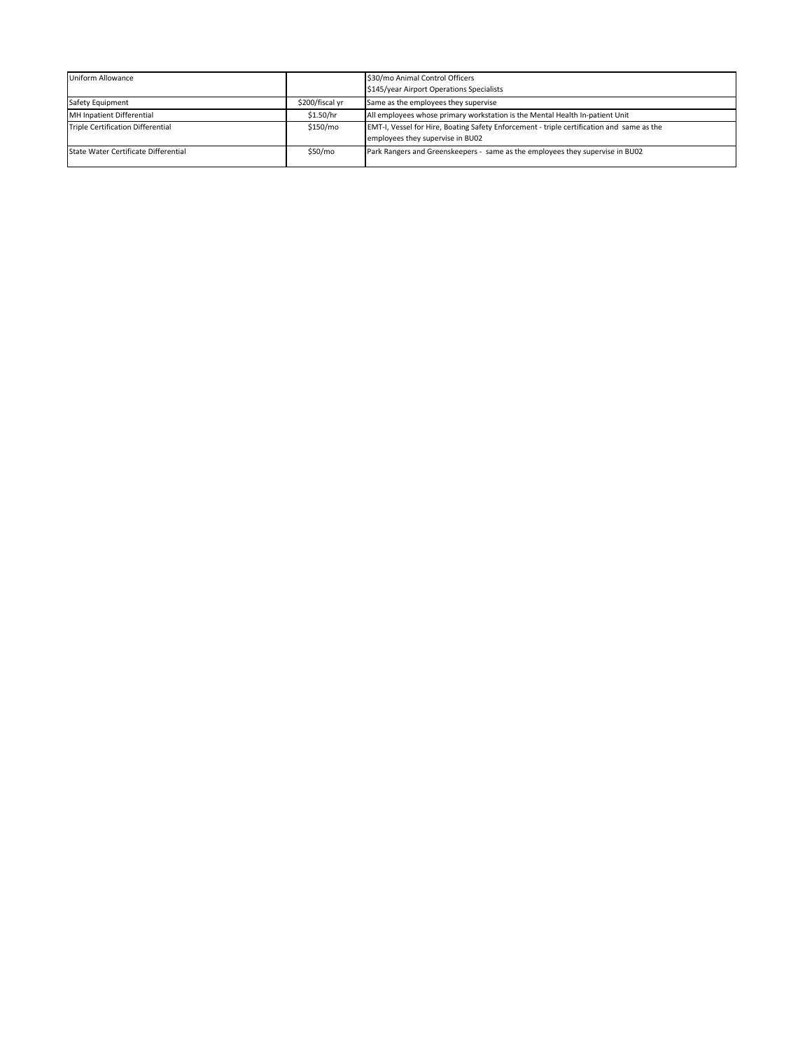| | | |
|---|---|---|
| Uniform Allowance | | $30/mo Animal Control Officers<br>$145/year Airport Operations Specialists |
| Safety Equipment | $200/fiscal yr | Same as the employees they supervise |
| MH Inpatient Differential | $1.50/hr | All employees whose primary workstation is the Mental Health In-patient Unit |
| Triple Certification Differential | $150/mo | EMT-I, Vessel for Hire, Boating Safety Enforcement - triple certification and same as the employees they supervise in BU02 |
| State Water Certificate Differential | $50/mo | Park Rangers and Greenskeepers - same as the employees they supervise in BU02 |